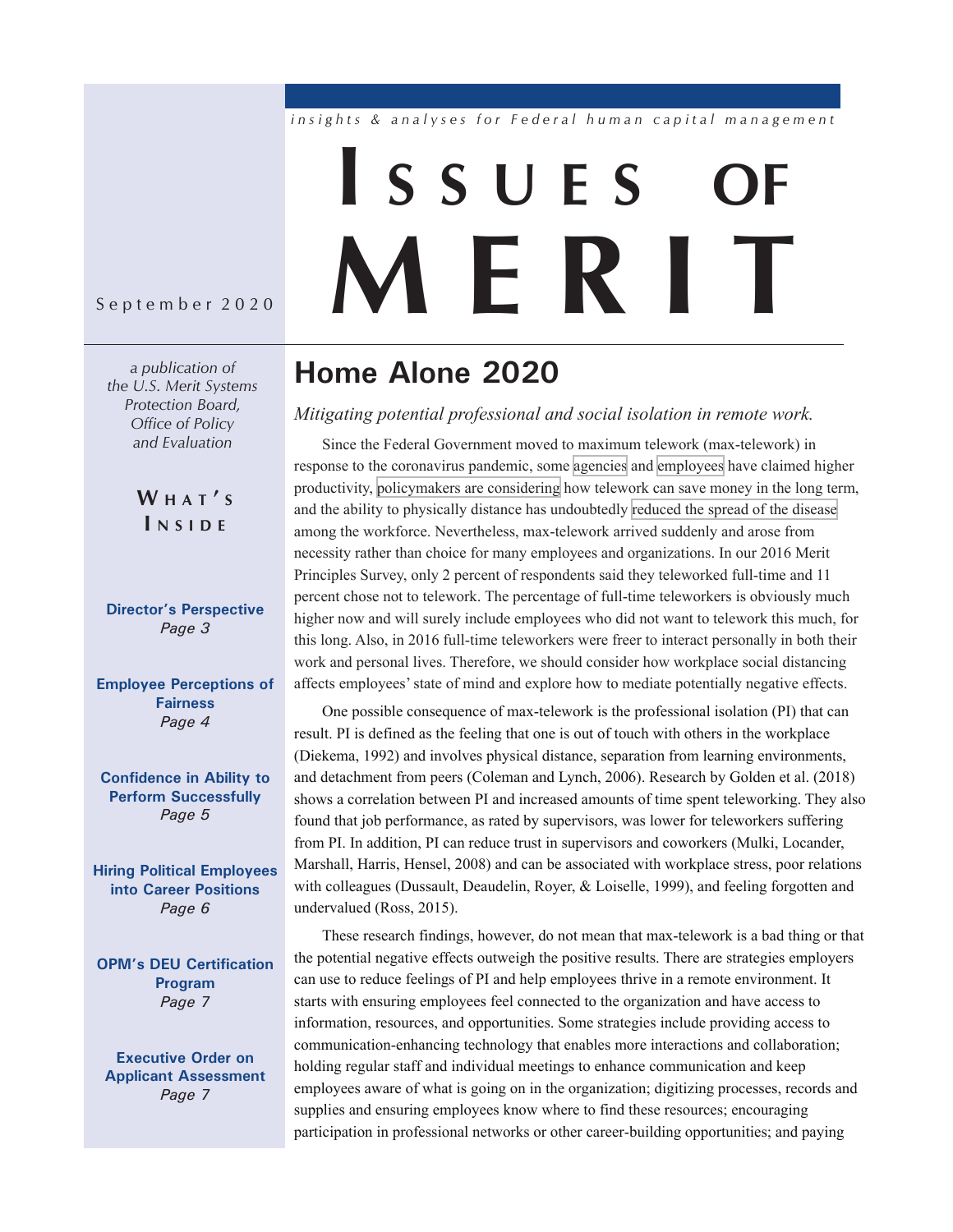*insights & analyses for Federal human capital management*

# ISSUES OF MERIT

September 2020

*a publication of the U.S. Merit Systems Protection Board, Office of Policy and Evaluation*

**WHAT'S INSIDE**

**Director's Perspective**
*Page 3*

**Employee Perceptions of Fairness**
*Page 4*

**Confidence in Ability to Perform Successfully**
*Page 5*

**Hiring Political Employees into Career Positions**
*Page 6*

**OPM's DEU Certification Program**
*Page 7*

**Executive Order on Applicant Assessment**
*Page 7*

## Home Alone 2020

*Mitigating potential professional and social isolation in remote work.*

Since the Federal Government moved to maximum telework (max-telework) in response to the coronavirus pandemic, some agencies and employees have claimed higher productivity, policymakers are considering how telework can save money in the long term, and the ability to physically distance has undoubtedly reduced the spread of the disease among the workforce. Nevertheless, max-telework arrived suddenly and arose from necessity rather than choice for many employees and organizations. In our 2016 Merit Principles Survey, only 2 percent of respondents said they teleworked full-time and 11 percent chose not to telework. The percentage of full-time teleworkers is obviously much higher now and will surely include employees who did not want to telework this much, for this long. Also, in 2016 full-time teleworkers were freer to interact personally in both their work and personal lives. Therefore, we should consider how workplace social distancing affects employees' state of mind and explore how to mediate potentially negative effects.

One possible consequence of max-telework is the professional isolation (PI) that can result. PI is defined as the feeling that one is out of touch with others in the workplace (Diekema, 1992) and involves physical distance, separation from learning environments, and detachment from peers (Coleman and Lynch, 2006). Research by Golden et al. (2018) shows a correlation between PI and increased amounts of time spent teleworking. They also found that job performance, as rated by supervisors, was lower for teleworkers suffering from PI. In addition, PI can reduce trust in supervisors and coworkers (Mulki, Locander, Marshall, Harris, Hensel, 2008) and can be associated with workplace stress, poor relations with colleagues (Dussault, Deaudelin, Royer, & Loiselle, 1999), and feeling forgotten and undervalued (Ross, 2015).

These research findings, however, do not mean that max-telework is a bad thing or that the potential negative effects outweigh the positive results. There are strategies employers can use to reduce feelings of PI and help employees thrive in a remote environment. It starts with ensuring employees feel connected to the organization and have access to information, resources, and opportunities. Some strategies include providing access to communication-enhancing technology that enables more interactions and collaboration; holding regular staff and individual meetings to enhance communication and keep employees aware of what is going on in the organization; digitizing processes, records and supplies and ensuring employees know where to find these resources; encouraging participation in professional networks or other career-building opportunities; and paying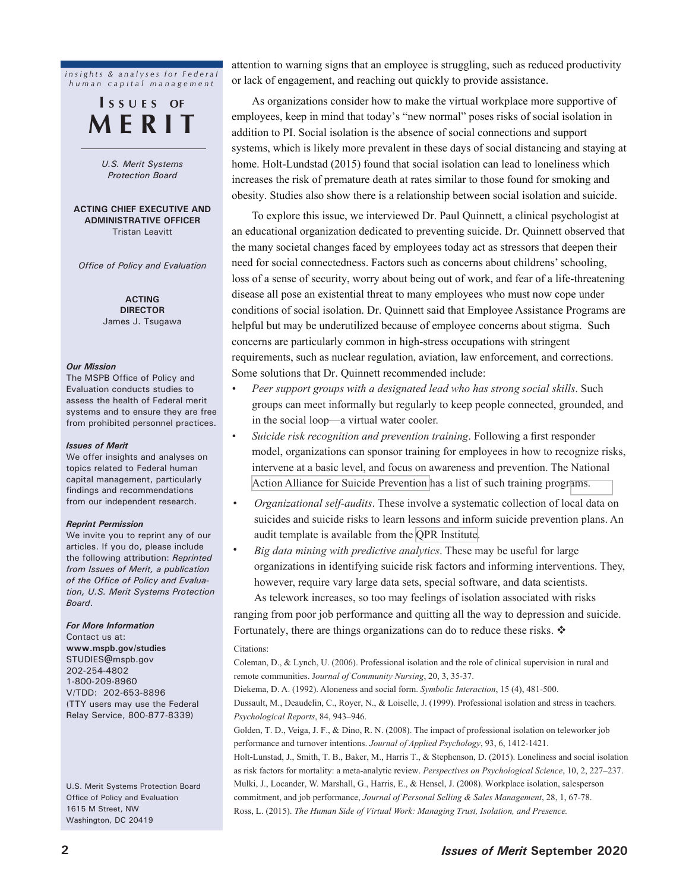*insights & analyses for Federal human capital management*

# ISSUES OF MERIT

*U.S. Merit Systems Protection Board*

**ACTING CHIEF EXECUTIVE AND ADMINISTRATIVE OFFICER**
Tristan Leavitt

*Office of Policy and Evaluation*

**ACTING DIRECTOR**
James J. Tsugawa

***Our Mission***
The MSPB Office of Policy and Evaluation conducts studies to assess the health of Federal merit systems and to ensure they are free from prohibited personnel practices.

***Issues of Merit***
We offer insights and analyses on topics related to Federal human capital management, particularly findings and recommendations from our independent research.

***Reprint Permission***
We invite you to reprint any of our articles. If you do, please include the following attribution: *Reprinted from Issues of Merit, a publication of the Office of Policy and Evaluation, U.S. Merit Systems Protection Board*.

***For More Information***
Contact us at:
**www.mspb.gov/studies**
STUDIES@mspb.gov
202-254-4802
1-800-209-8960
V/TDD: 202-653-8896
(TTY users may use the Federal Relay Service, 800-877-8339)

U.S. Merit Systems Protection Board
Office of Policy and Evaluation
1615 M Street, NW
Washington, DC 20419

---

attention to warning signs that an employee is struggling, such as reduced productivity or lack of engagement, and reaching out quickly to provide assistance.

As organizations consider how to make the virtual workplace more supportive of employees, keep in mind that today's "new normal" poses risks of social isolation in addition to PI. Social isolation is the absence of social connections and support systems, which is likely more prevalent in these days of social distancing and staying at home. Holt-Lundstad (2015) found that social isolation can lead to loneliness which increases the risk of premature death at rates similar to those found for smoking and obesity. Studies also show there is a relationship between social isolation and suicide.

To explore this issue, we interviewed Dr. Paul Quinnett, a clinical psychologist at an educational organization dedicated to preventing suicide. Dr. Quinnett observed that the many societal changes faced by employees today act as stressors that deepen their need for social connectedness. Factors such as concerns about childrens' schooling, loss of a sense of security, worry about being out of work, and fear of a life-threatening disease all pose an existential threat to many employees who must now cope under conditions of social isolation. Dr. Quinnett said that Employee Assistance Programs are helpful but may be underutilized because of employee concerns about stigma. Such concerns are particularly common in high-stress occupations with stringent requirements, such as nuclear regulation, aviation, law enforcement, and corrections. Some solutions that Dr. Quinnett recommended include:

- *Peer support groups with a designated lead who has strong social skills*. Such groups can meet informally but regularly to keep people connected, grounded, and in the social loop—a virtual water cooler.
- *Suicide risk recognition and prevention training*. Following a first responder model, organizations can sponsor training for employees in how to recognize risks, intervene at a basic level, and focus on awareness and prevention. The National Action Alliance for Suicide Prevention has a list of such training programs.
- *Organizational self-audits*. These involve a systematic collection of local data on suicides and suicide risks to learn lessons and inform suicide prevention plans. An audit template is available from the QPR Institute.
- *Big data mining with predictive analytics*. These may be useful for large organizations in identifying suicide risk factors and informing interventions. They, however, require vary large data sets, special software, and data scientists.

As telework increases, so too may feelings of isolation associated with risks ranging from poor job performance and quitting all the way to depression and suicide. Fortunately, there are things organizations can do to reduce these risks. ❖

Citations:

Coleman, D., & Lynch, U. (2006). Professional isolation and the role of clinical supervision in rural and remote communities. J*ournal of Community Nursing*, 20, 3, 35-37.

Diekema, D. A. (1992). Aloneness and social form. *Symbolic Interaction*, 15 (4), 481-500.

Dussault, M., Deaudelin, C., Royer, N., & Loiselle, J. (1999). Professional isolation and stress in teachers. *Psychological Reports*, 84, 943–946.

Golden, T. D., Veiga, J. F., & Dino, R. N. (2008). The impact of professional isolation on teleworker job performance and turnover intentions. *Journal of Applied Psychology*, 93, 6, 1412-1421.

Holt-Lunstad, J., Smith, T. B., Baker, M., Harris T., & Stephenson, D. (2015). Loneliness and social isolation as risk factors for mortality: a meta-analytic review. *Perspectives on Psychological Science*, 10, 2, 227–237.

Mulki, J., Locander, W. Marshall, G., Harris, E., & Hensel, J. (2008). Workplace isolation, salesperson commitment, and job performance, *Journal of Personal Selling & Sales Management*, 28, 1, 67-78.

Ross, L. (2015). *The Human Side of Virtual Work: Managing Trust, Isolation, and Presence.*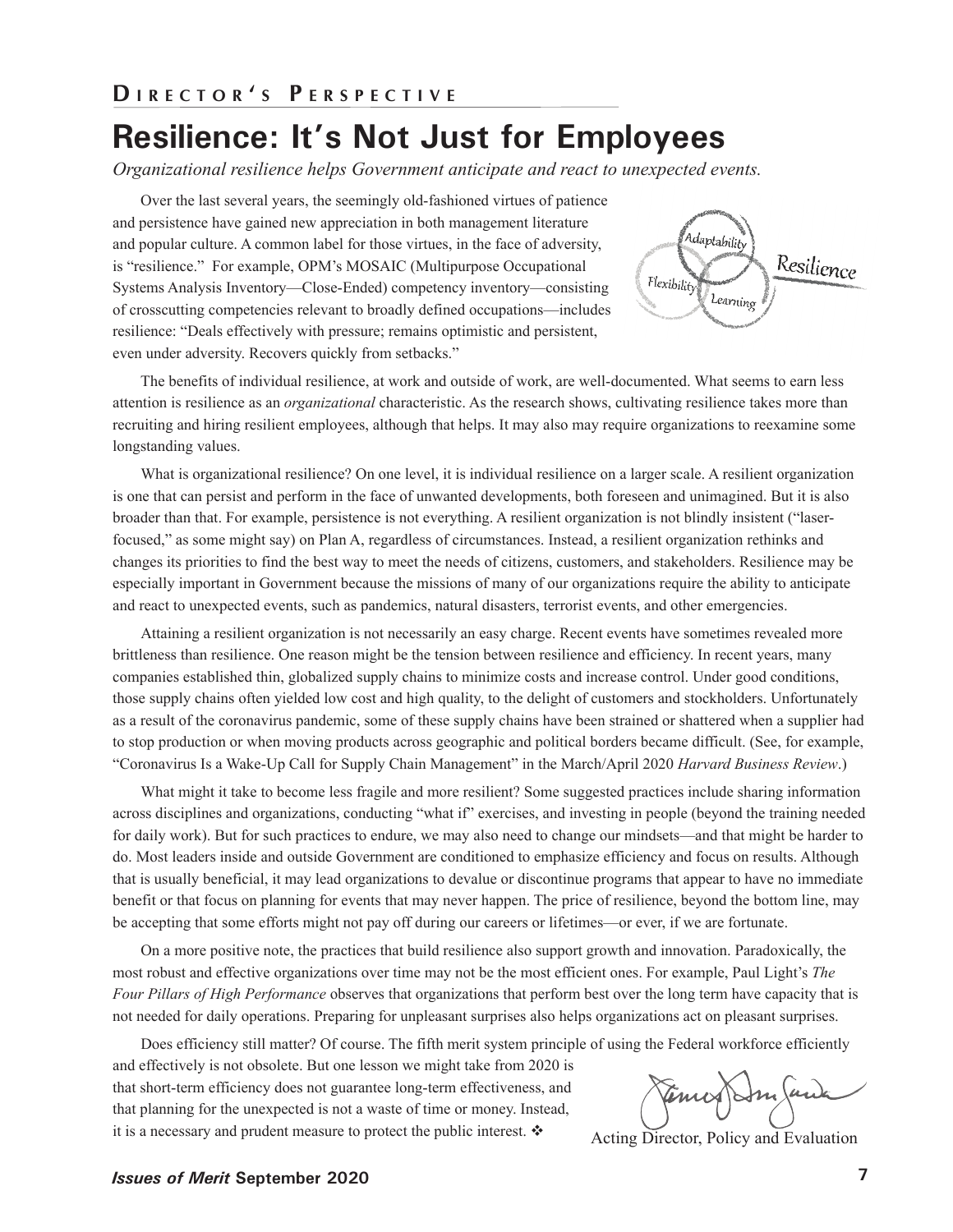## Director's Perspective

# Resilience: It's Not Just for Employees

*Organizational resilience helps Government anticipate and react to unexpected events.*

Over the last several years, the seemingly old-fashioned virtues of patience and persistence have gained new appreciation in both management literature and popular culture. A common label for those virtues, in the face of adversity, is "resilience." For example, OPM's MOSAIC (Multipurpose Occupational Systems Analysis Inventory—Close-Ended) competency inventory—consisting of crosscutting competencies relevant to broadly defined occupations—includes resilience: "Deals effectively with pressure; remains optimistic and persistent, even under adversity. Recovers quickly from setbacks."

The benefits of individual resilience, at work and outside of work, are well-documented. What seems to earn less attention is resilience as an *organizational* characteristic. As the research shows, cultivating resilience takes more than recruiting and hiring resilient employees, although that helps. It may also may require organizations to reexamine some longstanding values.

What is organizational resilience? On one level, it is individual resilience on a larger scale. A resilient organization is one that can persist and perform in the face of unwanted developments, both foreseen and unimagined. But it is also broader than that. For example, persistence is not everything. A resilient organization is not blindly insistent ("laser-focused," as some might say) on Plan A, regardless of circumstances. Instead, a resilient organization rethinks and changes its priorities to find the best way to meet the needs of citizens, customers, and stakeholders. Resilience may be especially important in Government because the missions of many of our organizations require the ability to anticipate and react to unexpected events, such as pandemics, natural disasters, terrorist events, and other emergencies.

Attaining a resilient organization is not necessarily an easy charge. Recent events have sometimes revealed more brittleness than resilience. One reason might be the tension between resilience and efficiency. In recent years, many companies established thin, globalized supply chains to minimize costs and increase control. Under good conditions, those supply chains often yielded low cost and high quality, to the delight of customers and stockholders. Unfortunately as a result of the coronavirus pandemic, some of these supply chains have been strained or shattered when a supplier had to stop production or when moving products across geographic and political borders became difficult. (See, for example, "Coronavirus Is a Wake-Up Call for Supply Chain Management" in the March/April 2020 *Harvard Business Review*.)

What might it take to become less fragile and more resilient? Some suggested practices include sharing information across disciplines and organizations, conducting "what if" exercises, and investing in people (beyond the training needed for daily work). But for such practices to endure, we may also need to change our mindsets—and that might be harder to do. Most leaders inside and outside Government are conditioned to emphasize efficiency and focus on results. Although that is usually beneficial, it may lead organizations to devalue or discontinue programs that appear to have no immediate benefit or that focus on planning for events that may never happen. The price of resilience, beyond the bottom line, may be accepting that some efforts might not pay off during our careers or lifetimes—or ever, if we are fortunate.

On a more positive note, the practices that build resilience also support growth and innovation. Paradoxically, the most robust and effective organizations over time may not be the most efficient ones. For example, Paul Light's *The Four Pillars of High Performance* observes that organizations that perform best over the long term have capacity that is not needed for daily operations. Preparing for unpleasant surprises also helps organizations act on pleasant surprises.

Does efficiency still matter? Of course. The fifth merit system principle of using the Federal workforce efficiently and effectively is not obsolete. But one lesson we might take from 2020 is that short-term efficiency does not guarantee long-term effectiveness, and that planning for the unexpected is not a waste of time or money. Instead, it is a necessary and prudent measure to protect the public interest. ❖

Acting Director, Policy and Evaluation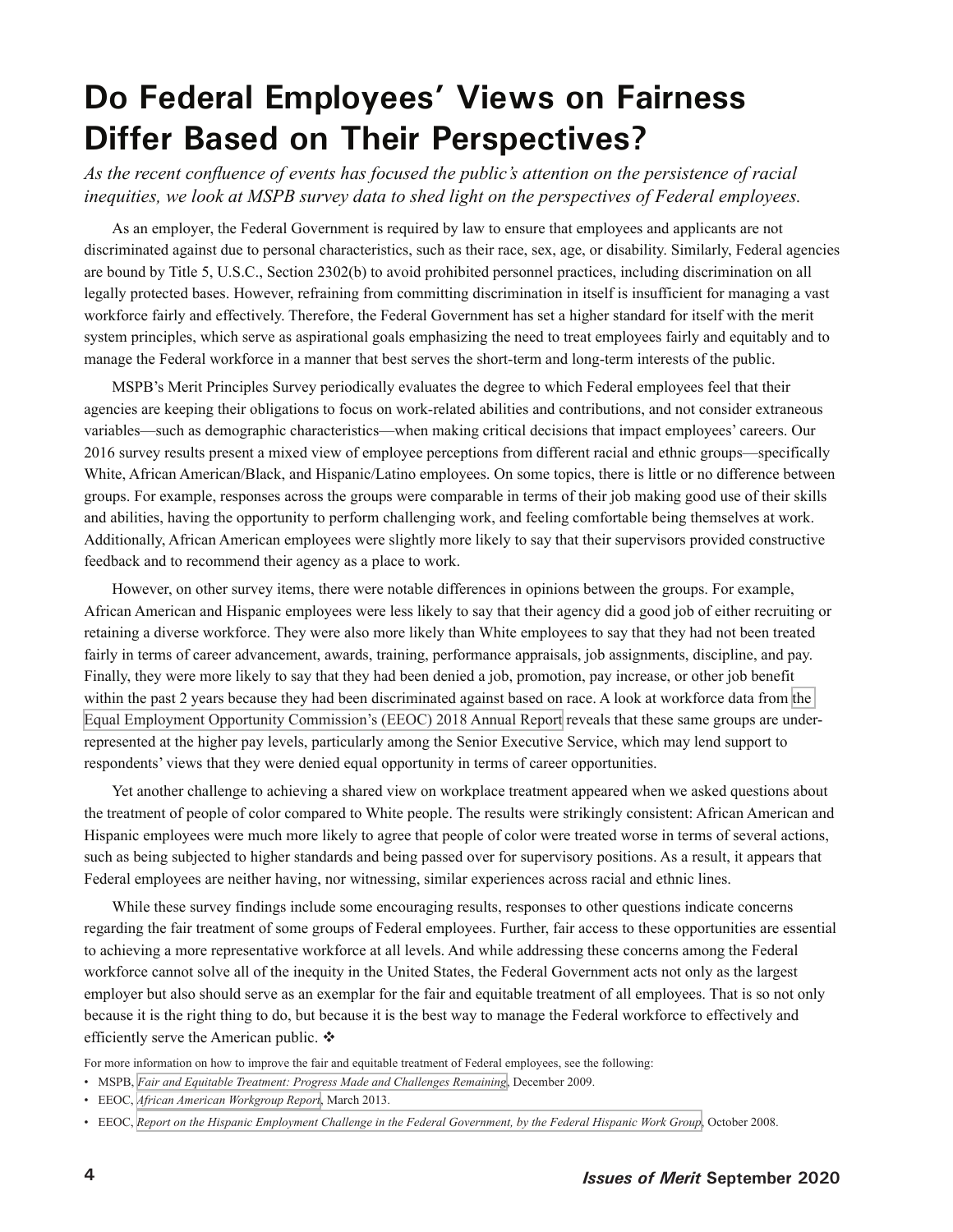# Do Federal Employees' Views on Fairness Differ Based on Their Perspectives?

*As the recent confluence of events has focused the public's attention on the persistence of racial inequities, we look at MSPB survey data to shed light on the perspectives of Federal employees.*

As an employer, the Federal Government is required by law to ensure that employees and applicants are not discriminated against due to personal characteristics, such as their race, sex, age, or disability. Similarly, Federal agencies are bound by Title 5, U.S.C., Section 2302(b) to avoid prohibited personnel practices, including discrimination on all legally protected bases. However, refraining from committing discrimination in itself is insufficient for managing a vast workforce fairly and effectively. Therefore, the Federal Government has set a higher standard for itself with the merit system principles, which serve as aspirational goals emphasizing the need to treat employees fairly and equitably and to manage the Federal workforce in a manner that best serves the short-term and long-term interests of the public.

MSPB's Merit Principles Survey periodically evaluates the degree to which Federal employees feel that their agencies are keeping their obligations to focus on work-related abilities and contributions, and not consider extraneous variables—such as demographic characteristics—when making critical decisions that impact employees' careers. Our 2016 survey results present a mixed view of employee perceptions from different racial and ethnic groups—specifically White, African American/Black, and Hispanic/Latino employees. On some topics, there is little or no difference between groups. For example, responses across the groups were comparable in terms of their job making good use of their skills and abilities, having the opportunity to perform challenging work, and feeling comfortable being themselves at work. Additionally, African American employees were slightly more likely to say that their supervisors provided constructive feedback and to recommend their agency as a place to work.

However, on other survey items, there were notable differences in opinions between the groups. For example, African American and Hispanic employees were less likely to say that their agency did a good job of either recruiting or retaining a diverse workforce. They were also more likely than White employees to say that they had not been treated fairly in terms of career advancement, awards, training, performance appraisals, job assignments, discipline, and pay. Finally, they were more likely to say that they had been denied a job, promotion, pay increase, or other job benefit within the past 2 years because they had been discriminated against based on race. A look at workforce data from the Equal Employment Opportunity Commission's (EEOC) 2018 Annual Report reveals that these same groups are under-represented at the higher pay levels, particularly among the Senior Executive Service, which may lend support to respondents' views that they were denied equal opportunity in terms of career opportunities.

Yet another challenge to achieving a shared view on workplace treatment appeared when we asked questions about the treatment of people of color compared to White people. The results were strikingly consistent: African American and Hispanic employees were much more likely to agree that people of color were treated worse in terms of several actions, such as being subjected to higher standards and being passed over for supervisory positions. As a result, it appears that Federal employees are neither having, nor witnessing, similar experiences across racial and ethnic lines.

While these survey findings include some encouraging results, responses to other questions indicate concerns regarding the fair treatment of some groups of Federal employees. Further, fair access to these opportunities are essential to achieving a more representative workforce at all levels. And while addressing these concerns among the Federal workforce cannot solve all of the inequity in the United States, the Federal Government acts not only as the largest employer but also should serve as an exemplar for the fair and equitable treatment of all employees. That is so not only because it is the right thing to do, but because it is the best way to manage the Federal workforce to effectively and efficiently serve the American public. ❖

For more information on how to improve the fair and equitable treatment of Federal employees, see the following:

- MSPB, *Fair and Equitable Treatment: Progress Made and Challenges Remaining*, December 2009.
- EEOC, *African American Workgroup Report*, March 2013.
- EEOC, *Report on the Hispanic Employment Challenge in the Federal Government, by the Federal Hispanic Work Group*, October 2008.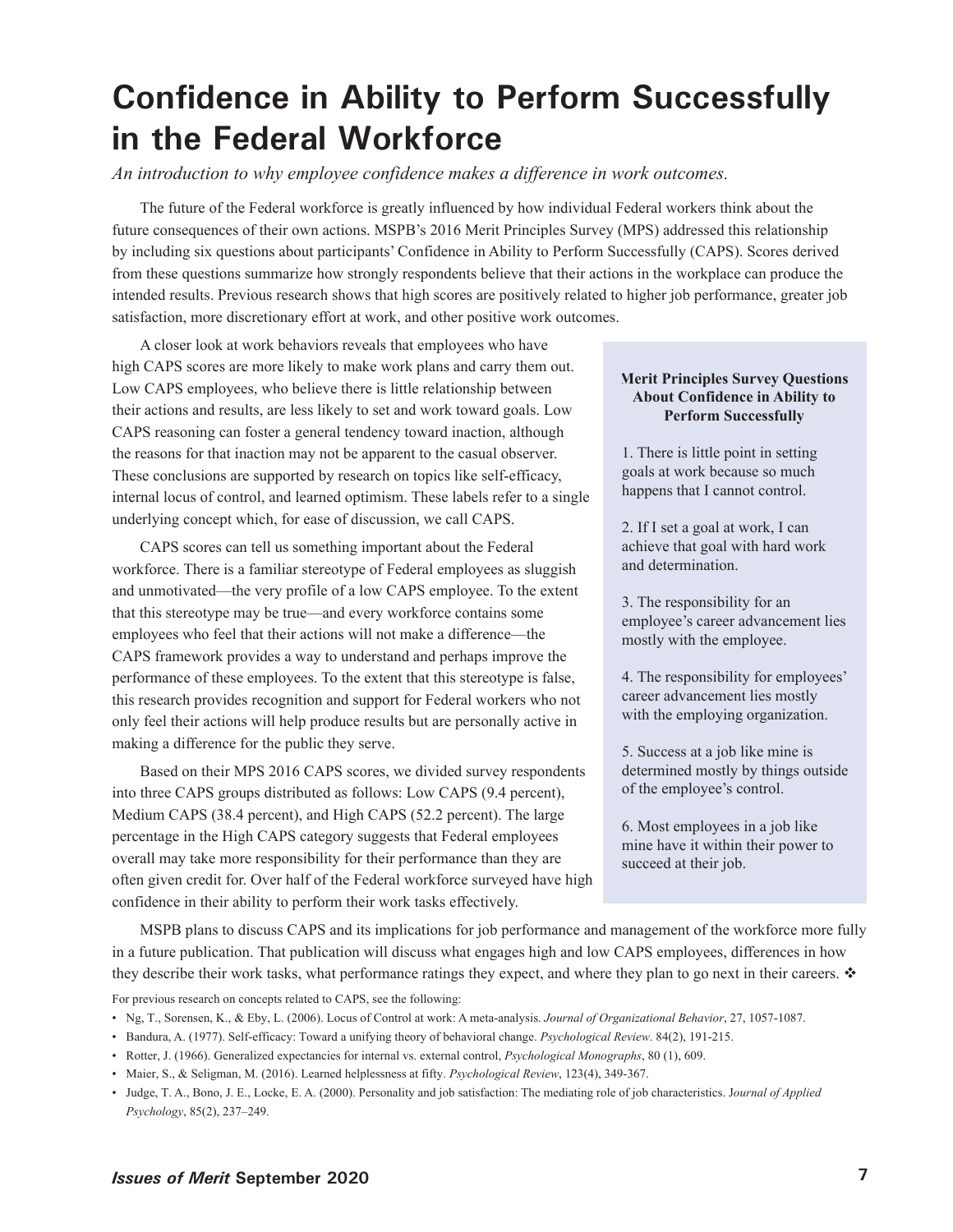# Confidence in Ability to Perform Successfully in the Federal Workforce

*An introduction to why employee confidence makes a difference in work outcomes.*

The future of the Federal workforce is greatly influenced by how individual Federal workers think about the future consequences of their own actions. MSPB's 2016 Merit Principles Survey (MPS) addressed this relationship by including six questions about participants' Confidence in Ability to Perform Successfully (CAPS). Scores derived from these questions summarize how strongly respondents believe that their actions in the workplace can produce the intended results. Previous research shows that high scores are positively related to higher job performance, greater job satisfaction, more discretionary effort at work, and other positive work outcomes.

A closer look at work behaviors reveals that employees who have high CAPS scores are more likely to make work plans and carry them out. Low CAPS employees, who believe there is little relationship between their actions and results, are less likely to set and work toward goals. Low CAPS reasoning can foster a general tendency toward inaction, although the reasons for that inaction may not be apparent to the casual observer. These conclusions are supported by research on topics like self-efficacy, internal locus of control, and learned optimism. These labels refer to a single underlying concept which, for ease of discussion, we call CAPS.

CAPS scores can tell us something important about the Federal workforce. There is a familiar stereotype of Federal employees as sluggish and unmotivated—the very profile of a low CAPS employee. To the extent that this stereotype may be true—and every workforce contains some employees who feel that their actions will not make a difference—the CAPS framework provides a way to understand and perhaps improve the performance of these employees. To the extent that this stereotype is false, this research provides recognition and support for Federal workers who not only feel their actions will help produce results but are personally active in making a difference for the public they serve.

Based on their MPS 2016 CAPS scores, we divided survey respondents into three CAPS groups distributed as follows: Low CAPS (9.4 percent), Medium CAPS (38.4 percent), and High CAPS (52.2 percent). The large percentage in the High CAPS category suggests that Federal employees overall may take more responsibility for their performance than they are often given credit for. Over half of the Federal workforce surveyed have high confidence in their ability to perform their work tasks effectively.

**Merit Principles Survey Questions About Confidence in Ability to Perform Successfully**

1. There is little point in setting goals at work because so much happens that I cannot control.

2. If I set a goal at work, I can achieve that goal with hard work and determination.

3. The responsibility for an employee's career advancement lies mostly with the employee.

4. The responsibility for employees' career advancement lies mostly with the employing organization.

5. Success at a job like mine is determined mostly by things outside of the employee's control.

6. Most employees in a job like mine have it within their power to succeed at their job.

MSPB plans to discuss CAPS and its implications for job performance and management of the workforce more fully in a future publication. That publication will discuss what engages high and low CAPS employees, differences in how they describe their work tasks, what performance ratings they expect, and where they plan to go next in their careers. ❖

For previous research on concepts related to CAPS, see the following:

- Ng, T., Sorensen, K., & Eby, L. (2006). Locus of Control at work: A meta-analysis. *Journal of Organizational Behavior*, 27, 1057-1087.
- Bandura, A. (1977). Self-efficacy: Toward a unifying theory of behavioral change. *Psychological Review*. 84(2), 191-215.
- Rotter, J. (1966). Generalized expectancies for internal vs. external control, *Psychological Monographs*, 80 (1), 609.
- Maier, S., & Seligman, M. (2016). Learned helplessness at fifty. *Psychological Review*, 123(4), 349-367.
- Judge, T. A., Bono, J. E., Locke, E. A. (2000). Personality and job satisfaction: The mediating role of job characteristics. *Journal of Applied Psychology*, 85(2), 237–249.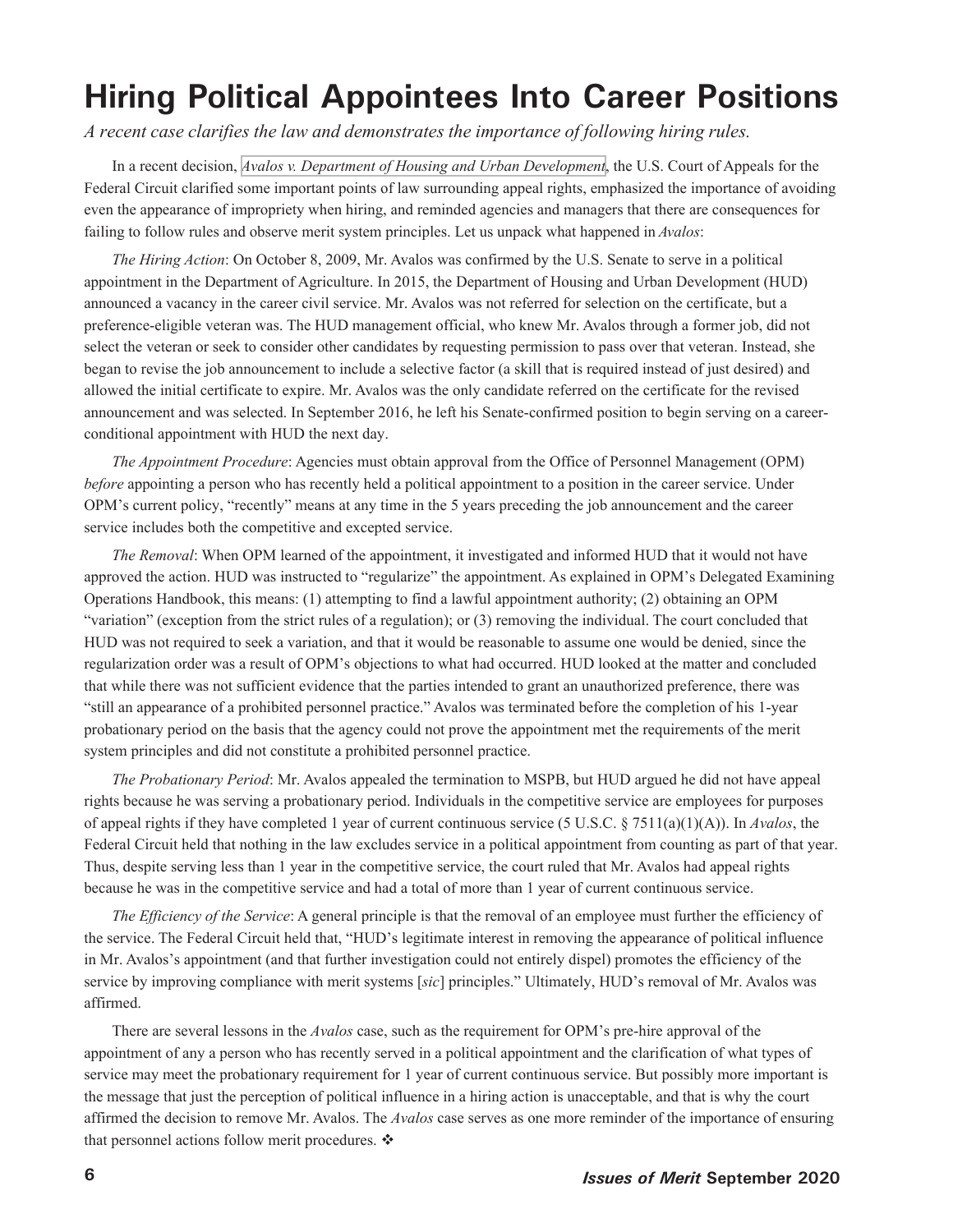# Hiring Political Appointees Into Career Positions

*A recent case clarifies the law and demonstrates the importance of following hiring rules.*

In a recent decision, *Avalos v. Department of Housing and Urban Development*, the U.S. Court of Appeals for the Federal Circuit clarified some important points of law surrounding appeal rights, emphasized the importance of avoiding even the appearance of impropriety when hiring, and reminded agencies and managers that there are consequences for failing to follow rules and observe merit system principles. Let us unpack what happened in *Avalos*:

*The Hiring Action*: On October 8, 2009, Mr. Avalos was confirmed by the U.S. Senate to serve in a political appointment in the Department of Agriculture. In 2015, the Department of Housing and Urban Development (HUD) announced a vacancy in the career civil service. Mr. Avalos was not referred for selection on the certificate, but a preference-eligible veteran was. The HUD management official, who knew Mr. Avalos through a former job, did not select the veteran or seek to consider other candidates by requesting permission to pass over that veteran. Instead, she began to revise the job announcement to include a selective factor (a skill that is required instead of just desired) and allowed the initial certificate to expire. Mr. Avalos was the only candidate referred on the certificate for the revised announcement and was selected. In September 2016, he left his Senate-confirmed position to begin serving on a career-conditional appointment with HUD the next day.

*The Appointment Procedure*: Agencies must obtain approval from the Office of Personnel Management (OPM) *before* appointing a person who has recently held a political appointment to a position in the career service. Under OPM's current policy, "recently" means at any time in the 5 years preceding the job announcement and the career service includes both the competitive and excepted service.

*The Removal*: When OPM learned of the appointment, it investigated and informed HUD that it would not have approved the action. HUD was instructed to "regularize" the appointment. As explained in OPM's Delegated Examining Operations Handbook, this means: (1) attempting to find a lawful appointment authority; (2) obtaining an OPM "variation" (exception from the strict rules of a regulation); or (3) removing the individual. The court concluded that HUD was not required to seek a variation, and that it would be reasonable to assume one would be denied, since the regularization order was a result of OPM's objections to what had occurred. HUD looked at the matter and concluded that while there was not sufficient evidence that the parties intended to grant an unauthorized preference, there was "still an appearance of a prohibited personnel practice." Avalos was terminated before the completion of his 1-year probationary period on the basis that the agency could not prove the appointment met the requirements of the merit system principles and did not constitute a prohibited personnel practice.

*The Probationary Period*: Mr. Avalos appealed the termination to MSPB, but HUD argued he did not have appeal rights because he was serving a probationary period. Individuals in the competitive service are employees for purposes of appeal rights if they have completed 1 year of current continuous service (5 U.S.C. § 7511(a)(1)(A)). In *Avalos*, the Federal Circuit held that nothing in the law excludes service in a political appointment from counting as part of that year. Thus, despite serving less than 1 year in the competitive service, the court ruled that Mr. Avalos had appeal rights because he was in the competitive service and had a total of more than 1 year of current continuous service.

*The Efficiency of the Service*: A general principle is that the removal of an employee must further the efficiency of the service. The Federal Circuit held that, "HUD's legitimate interest in removing the appearance of political influence in Mr. Avalos's appointment (and that further investigation could not entirely dispel) promotes the efficiency of the service by improving compliance with merit systems [*sic*] principles." Ultimately, HUD's removal of Mr. Avalos was affirmed.

There are several lessons in the *Avalos* case, such as the requirement for OPM's pre-hire approval of the appointment of any a person who has recently served in a political appointment and the clarification of what types of service may meet the probationary requirement for 1 year of current continuous service. But possibly more important is the message that just the perception of political influence in a hiring action is unacceptable, and that is why the court affirmed the decision to remove Mr. Avalos. The *Avalos* case serves as one more reminder of the importance of ensuring that personnel actions follow merit procedures. ❖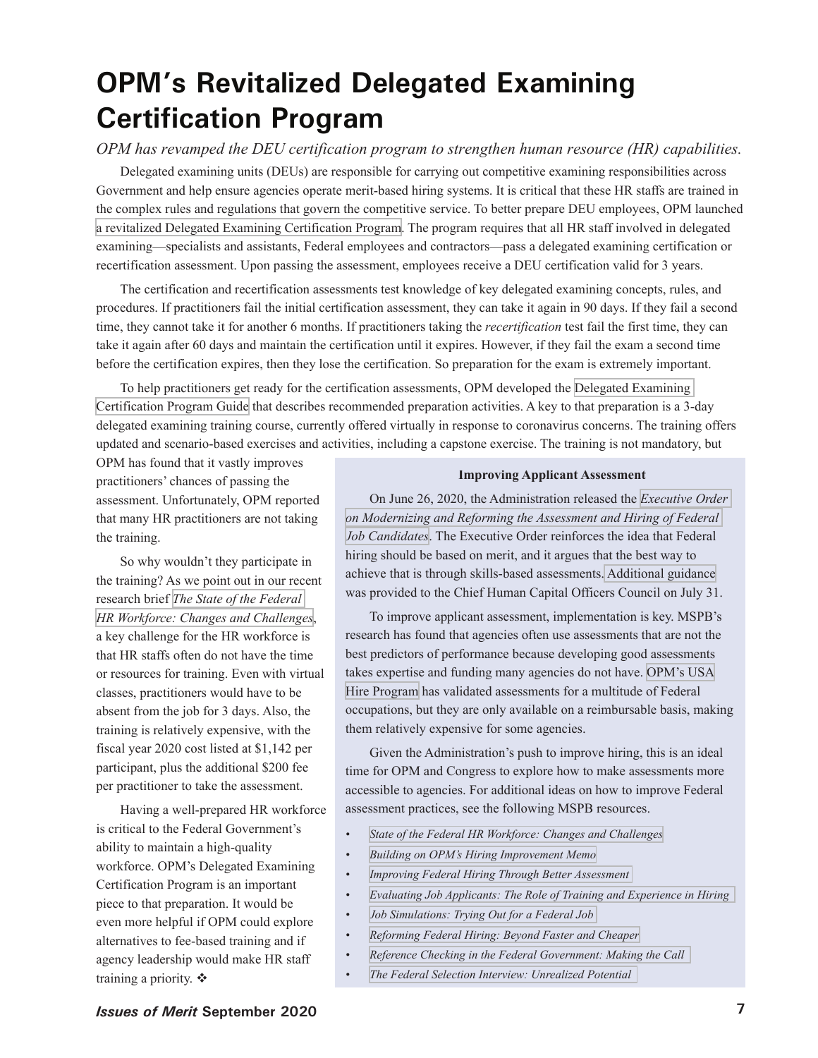# OPM's Revitalized Delegated Examining Certification Program

*OPM has revamped the DEU certification program to strengthen human resource (HR) capabilities.*

Delegated examining units (DEUs) are responsible for carrying out competitive examining responsibilities across Government and help ensure agencies operate merit-based hiring systems. It is critical that these HR staffs are trained in the complex rules and regulations that govern the competitive service. To better prepare DEU employees, OPM launched a revitalized Delegated Examining Certification Program. The program requires that all HR staff involved in delegated examining—specialists and assistants, Federal employees and contractors—pass a delegated examining certification or recertification assessment. Upon passing the assessment, employees receive a DEU certification valid for 3 years.

The certification and recertification assessments test knowledge of key delegated examining concepts, rules, and procedures. If practitioners fail the initial certification assessment, they can take it again in 90 days. If they fail a second time, they cannot take it for another 6 months. If practitioners taking the *recertification* test fail the first time, they can take it again after 60 days and maintain the certification until it expires. However, if they fail the exam a second time before the certification expires, then they lose the certification. So preparation for the exam is extremely important.

To help practitioners get ready for the certification assessments, OPM developed the Delegated Examining Certification Program Guide that describes recommended preparation activities. A key to that preparation is a 3-day delegated examining training course, currently offered virtually in response to coronavirus concerns. The training offers updated and scenario-based exercises and activities, including a capstone exercise. The training is not mandatory, but OPM has found that it vastly improves practitioners' chances of passing the assessment. Unfortunately, OPM reported that many HR practitioners are not taking the training.

So why wouldn't they participate in the training? As we point out in our recent research brief *The State of the Federal HR Workforce: Changes and Challenges*, a key challenge for the HR workforce is that HR staffs often do not have the time or resources for training. Even with virtual classes, practitioners would have to be absent from the job for 3 days. Also, the training is relatively expensive, with the fiscal year 2020 cost listed at $1,142 per participant, plus the additional $200 fee per practitioner to take the assessment.

Having a well-prepared HR workforce is critical to the Federal Government's ability to maintain a high-quality workforce. OPM's Delegated Examining Certification Program is an important piece to that preparation. It would be even more helpful if OPM could explore alternatives to fee-based training and if agency leadership would make HR staff training a priority. ❖

**Improving Applicant Assessment**

On June 26, 2020, the Administration released the *Executive Order on Modernizing and Reforming the Assessment and Hiring of Federal Job Candidates*. The Executive Order reinforces the idea that Federal hiring should be based on merit, and it argues that the best way to achieve that is through skills-based assessments. Additional guidance was provided to the Chief Human Capital Officers Council on July 31.

To improve applicant assessment, implementation is key. MSPB's research has found that agencies often use assessments that are not the best predictors of performance because developing good assessments takes expertise and funding many agencies do not have. OPM's USA Hire Program has validated assessments for a multitude of Federal occupations, but they are only available on a reimbursable basis, making them relatively expensive for some agencies.

Given the Administration's push to improve hiring, this is an ideal time for OPM and Congress to explore how to make assessments more accessible to agencies. For additional ideas on how to improve Federal assessment practices, see the following MSPB resources.

- *State of the Federal HR Workforce: Changes and Challenges*
- *Building on OPM's Hiring Improvement Memo*
- *Improving Federal Hiring Through Better Assessment*
- *Evaluating Job Applicants: The Role of Training and Experience in Hiring*
- *Job Simulations: Trying Out for a Federal Job*
- *Reforming Federal Hiring: Beyond Faster and Cheaper*
- *Reference Checking in the Federal Government: Making the Call*
- *The Federal Selection Interview: Unrealized Potential*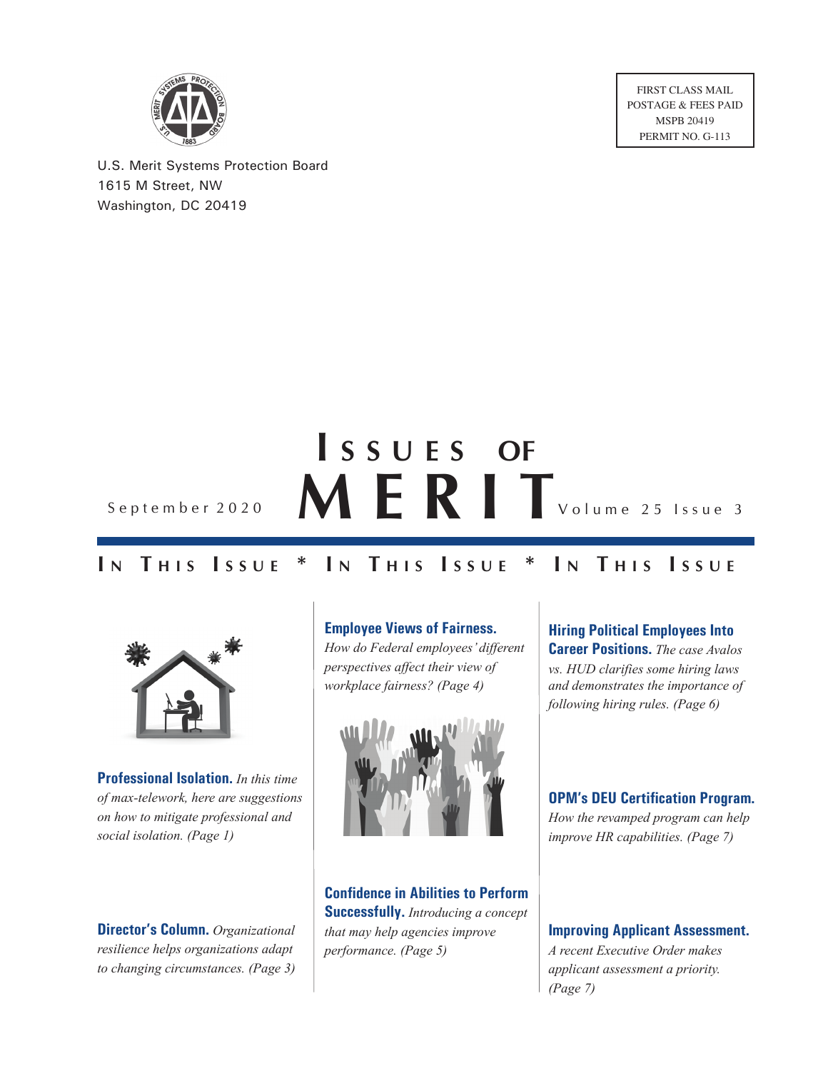U.S. Merit Systems Protection Board
1615 M Street, NW
Washington, DC 20419

FIRST CLASS MAIL
POSTAGE & FEES PAID
MSPB 20419
PERMIT NO. G-113

# ISSUES OF MERIT

September 2020 — Volume 25 Issue 3

## IN THIS ISSUE * IN THIS ISSUE * IN THIS ISSUE

**Professional Isolation.** *In this time of max-telework, here are suggestions on how to mitigate professional and social isolation. (Page 1)*

**Director's Column.** *Organizational resilience helps organizations adapt to changing circumstances. (Page 3)*

**Employee Views of Fairness.** *How do Federal employees' different perspectives affect their view of workplace fairness? (Page 4)*

**Confidence in Abilities to Perform Successfully.** *Introducing a concept that may help agencies improve performance. (Page 5)*

**Hiring Political Employees Into Career Positions.** *The case Avalos vs. HUD clarifies some hiring laws and demonstrates the importance of following hiring rules. (Page 6)*

**OPM's DEU Certification Program.** *How the revamped program can help improve HR capabilities. (Page 7)*

**Improving Applicant Assessment.** *A recent Executive Order makes applicant assessment a priority. (Page 7)*